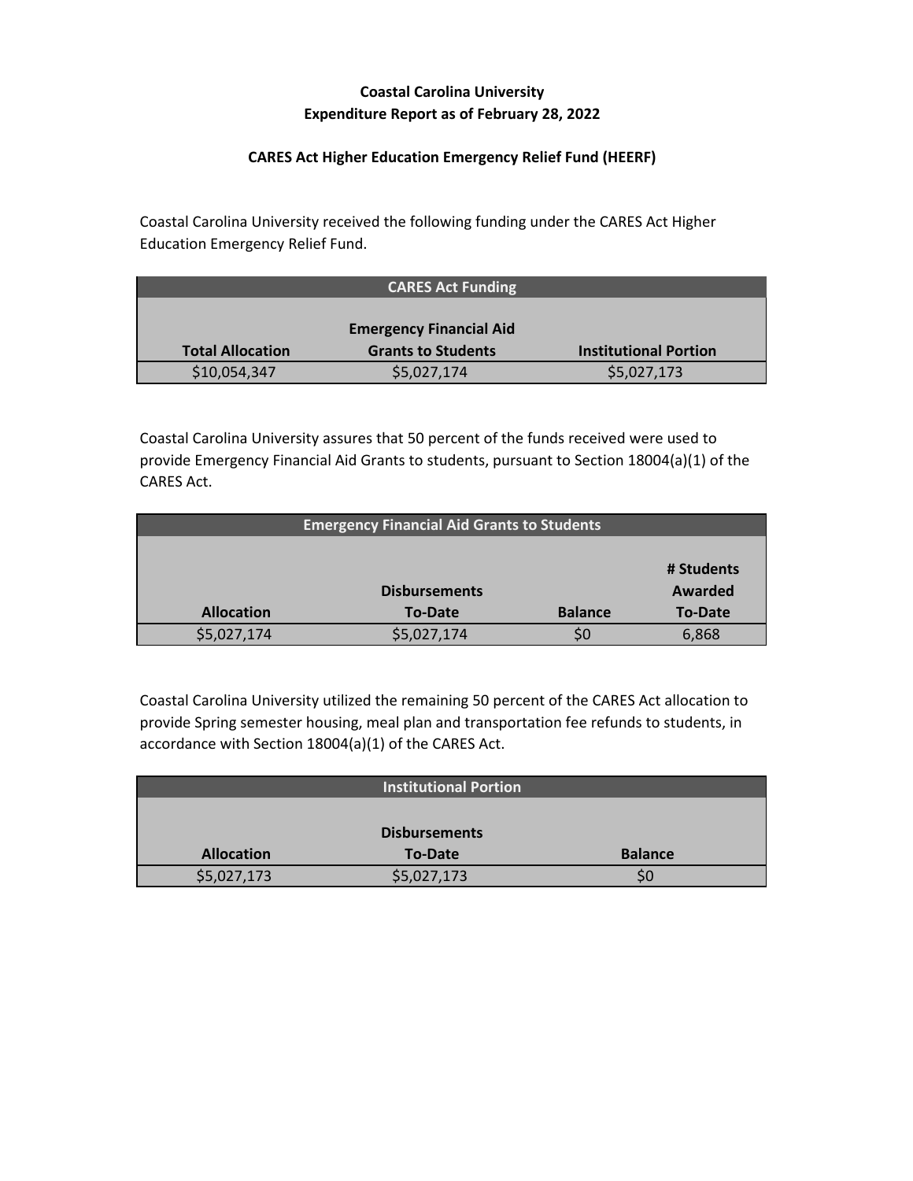# Coastal Carolina University
## Expenditure Report as of February 28, 2022

### CARES Act Higher Education Emergency Relief Fund (HEERF)

Coastal Carolina University received the following funding under the CARES Act Higher Education Emergency Relief Fund.

| CARES Act Funding | | |
|---|---|---|
| **Total Allocation** | **Emergency Financial Aid Grants to Students** | **Institutional Portion** |
| $10,054,347 | $5,027,174 | $5,027,173 |

Coastal Carolina University assures that 50 percent of the funds received were used to provide Emergency Financial Aid Grants to students, pursuant to Section 18004(a)(1) of the CARES Act.

| Emergency Financial Aid Grants to Students | | | |
|---|---|---|---|
| **Allocation** | **Disbursements To-Date** | **Balance** | **# Students Awarded To-Date** |
| $5,027,174 | $5,027,174 | $0 | 6,868 |

Coastal Carolina University utilized the remaining 50 percent of the CARES Act allocation to provide Spring semester housing, meal plan and transportation fee refunds to students, in accordance with Section 18004(a)(1) of the CARES Act.

| Institutional Portion | | |
|---|---|---|
| **Allocation** | **Disbursements To-Date** | **Balance** |
| $5,027,173 | $5,027,173 | $0 |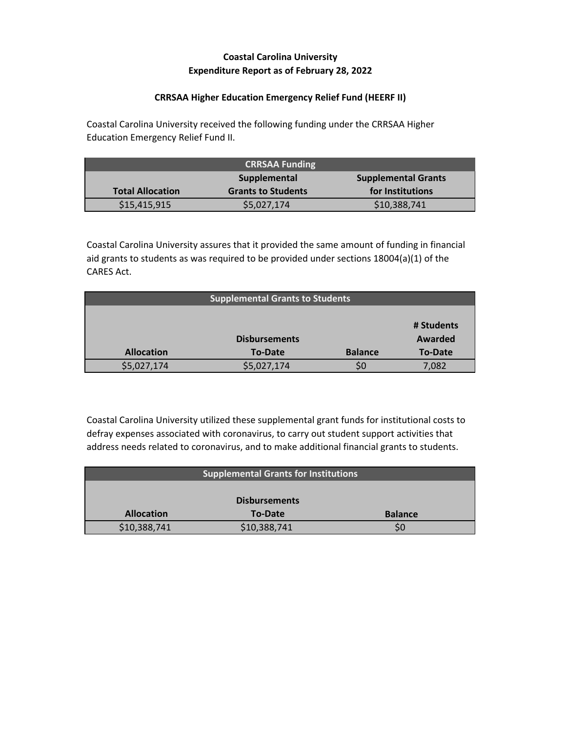**Coastal Carolina University**
**Expenditure Report as of February 28, 2022**

**CRRSAA Higher Education Emergency Relief Fund (HEERF II)**

Coastal Carolina University received the following funding under the CRRSAA Higher Education Emergency Relief Fund II.

| CRRSAA Funding | | |
|---|---|---|
| **Total Allocation** | **Supplemental Grants to Students** | **Supplemental Grants for Institutions** |
| $15,415,915 | $5,027,174 | $10,388,741 |

Coastal Carolina University assures that it provided the same amount of funding in financial aid grants to students as was required to be provided under sections 18004(a)(1) of the CARES Act.

| Supplemental Grants to Students | | | |
|---|---|---|---|
| **Allocation** | **Disbursements To-Date** | **Balance** | **# Students Awarded To-Date** |
| $5,027,174 | $5,027,174 | $0 | 7,082 |

Coastal Carolina University utilized these supplemental grant funds for institutional costs to defray expenses associated with coronavirus, to carry out student support activities that address needs related to coronavirus, and to make additional financial grants to students.

| Supplemental Grants for Institutions | | |
|---|---|---|
| **Allocation** | **Disbursements To-Date** | **Balance** |
| $10,388,741 | $10,388,741 | $0 |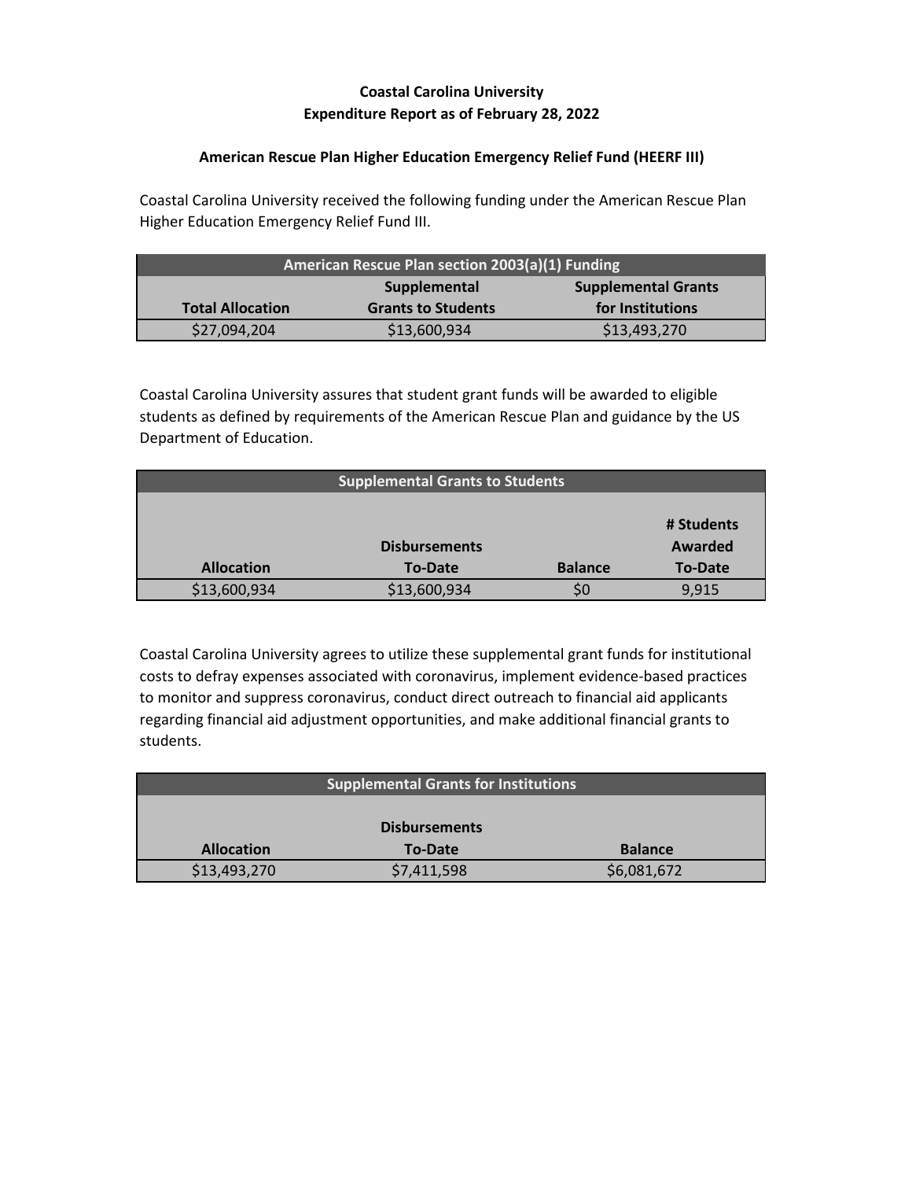**Coastal Carolina University**
**Expenditure Report as of February 28, 2022**

**American Rescue Plan Higher Education Emergency Relief Fund (HEERF III)**

Coastal Carolina University received the following funding under the American Rescue Plan Higher Education Emergency Relief Fund III.

| American Rescue Plan section 2003(a)(1) Funding | | |
|---|---|---|
| **Total Allocation** | **Supplemental Grants to Students** | **Supplemental Grants for Institutions** |
| $27,094,204 | $13,600,934 | $13,493,270 |

Coastal Carolina University assures that student grant funds will be awarded to eligible students as defined by requirements of the American Rescue Plan and guidance by the US Department of Education.

| Supplemental Grants to Students | | | |
|---|---|---|---|
| **Allocation** | **Disbursements To-Date** | **Balance** | **# Students Awarded To-Date** |
| $13,600,934 | $13,600,934 | $0 | 9,915 |

Coastal Carolina University agrees to utilize these supplemental grant funds for institutional costs to defray expenses associated with coronavirus, implement evidence-based practices to monitor and suppress coronavirus, conduct direct outreach to financial aid applicants regarding financial aid adjustment opportunities, and make additional financial grants to students.

| Supplemental Grants for Institutions | | |
|---|---|---|
| **Allocation** | **Disbursements To-Date** | **Balance** |
| $13,493,270 | $7,411,598 | $6,081,672 |